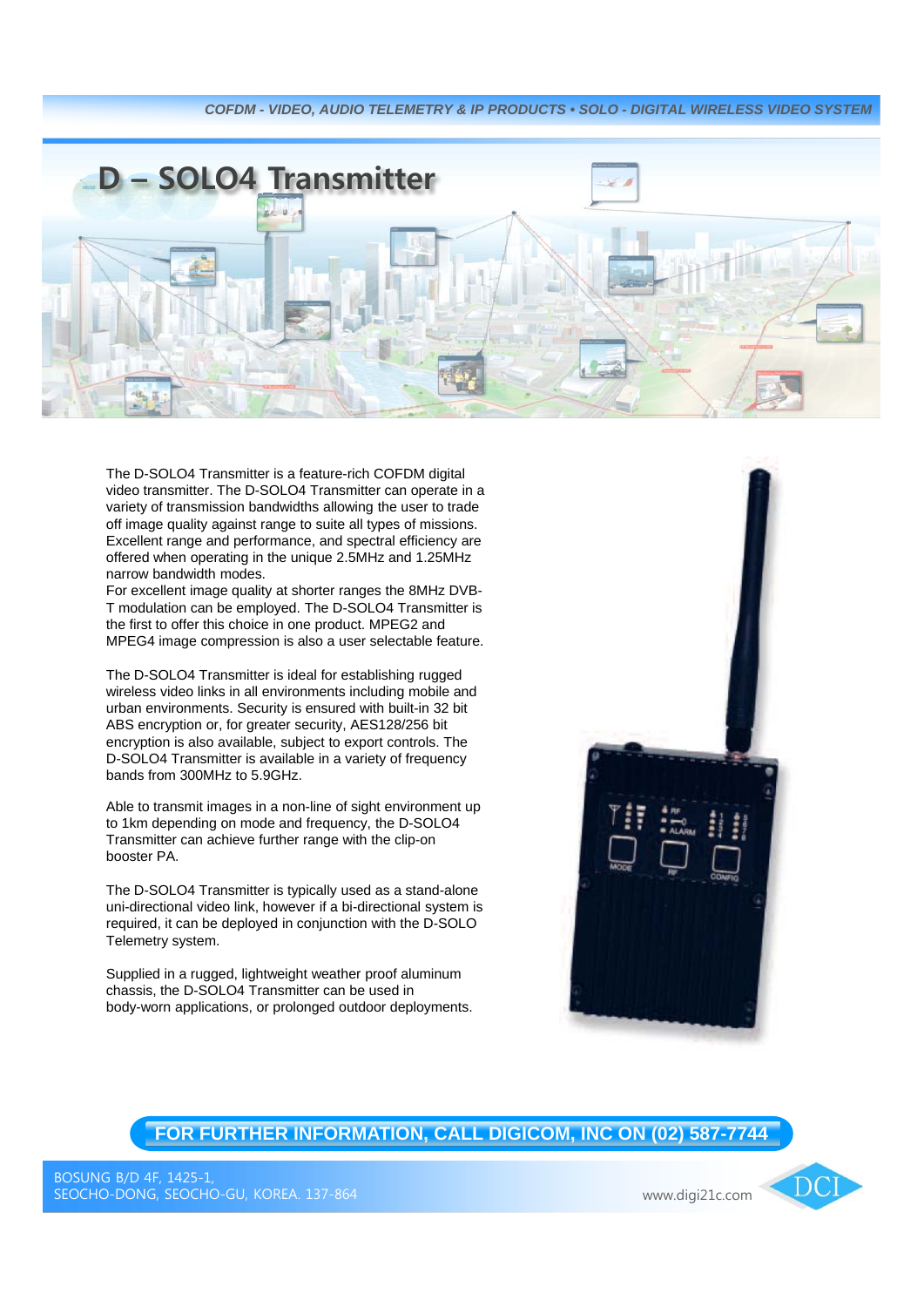COFDM - VIDEO, AUDIO TELEMETRY & IP PRODUCTS • SOLO - DIGITAL WIRELESS VIDEO SYSTEM

# D – SOLO4 Transmitter

The D-SOLO4 Transmitter is a feature-rich COFDM digital video transmitter. The D-SOLO4 Transmitter can operate in a variety of transmission bandwidths allowing the user to trade off image quality against range to suite all types of missions. Excellent range and performance, and spectral efficiency are offered when operating in the unique 2.5MHz and 1.25MHz narrow bandwidth modes.
For excellent image quality at shorter ranges the 8MHz DVB-T modulation can be employed. The D-SOLO4 Transmitter is the first to offer this choice in one product. MPEG2 and MPEG4 image compression is also a user selectable feature.

The D-SOLO4 Transmitter is ideal for establishing rugged wireless video links in all environments including mobile and urban environments. Security is ensured with built-in 32 bit ABS encryption or, for greater security, AES128/256 bit encryption is also available, subject to export controls. The D-SOLO4 Transmitter is available in a variety of frequency bands from 300MHz to 5.9GHz.

Able to transmit images in a non-line of sight environment up to 1km depending on mode and frequency, the D-SOLO4 Transmitter can achieve further range with the clip-on booster PA.

The D-SOLO4 Transmitter is typically used as a stand-alone uni-directional video link, however if a bi-directional system is required, it can be deployed in conjunction with the D-SOLO Telemetry system.

Supplied in a rugged, lightweight weather proof aluminum chassis, the D-SOLO4 Transmitter can be used in body-worn applications, or prolonged outdoor deployments.

**FOR FURTHER INFORMATION, CALL DIGICOM, INC ON (02) 587-7744**

BOSUNG B/D 4F, 1425-1,
SEOCHO-DONG, SEOCHO-GU, KOREA. 137-864

www.digi21c.com

DCI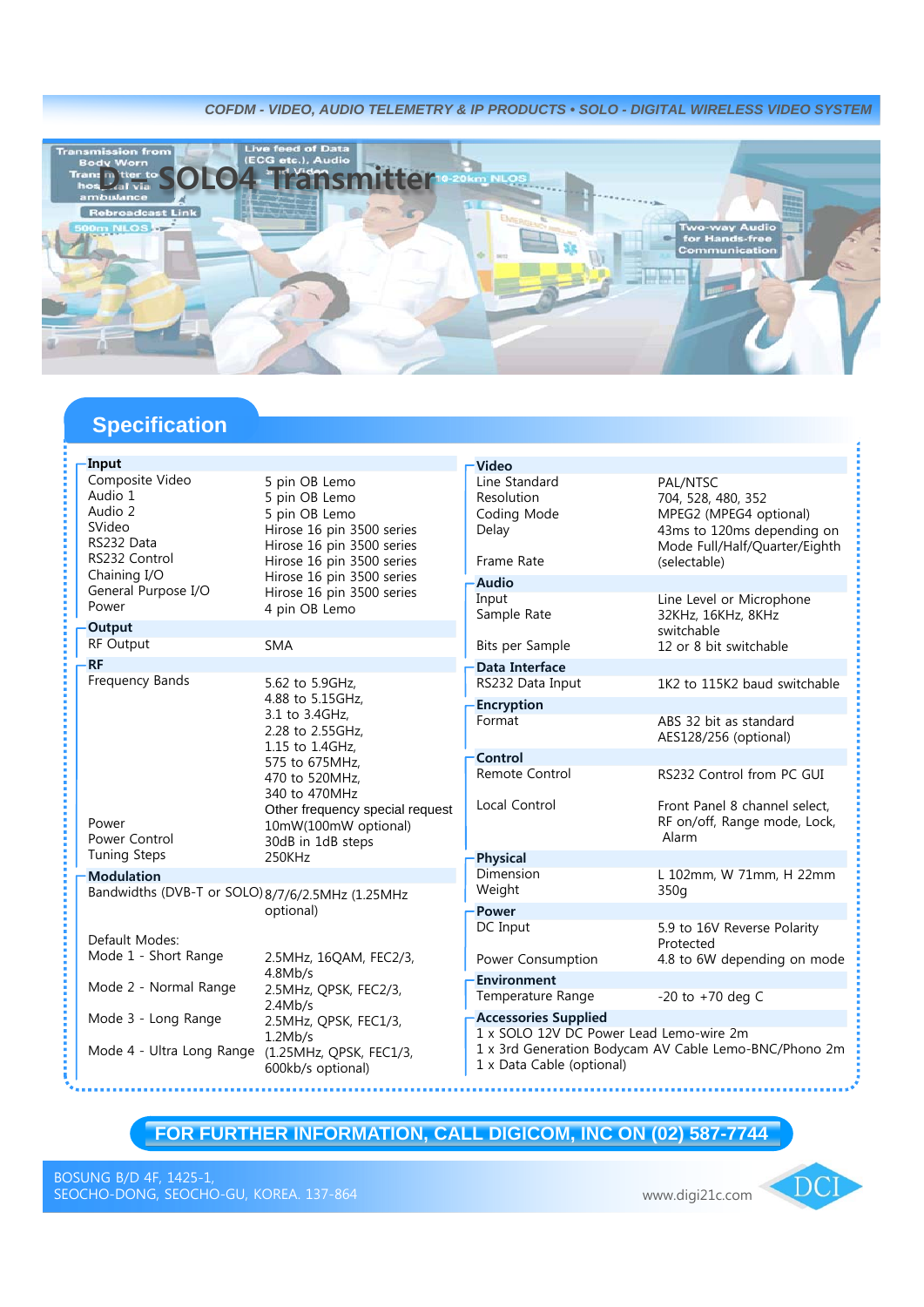COFDM - VIDEO, AUDIO TELEMETRY & IP PRODUCTS • SOLO - DIGITAL WIRELESS VIDEO SYSTEM

# D-SOLO4 Transmitter

Transmission from Body Worn Transmitter to hospital via ambulance

Live feed of Data (ECG etc.), Audio and Video

10-20km NLOS

Rebroadcast Link

500m NLOS

Two-way Audio for Hands-free Communication

## Specification

| | |
|---|---|
| **Input** | |
| Composite Video | 5 pin OB Lemo |
| Audio 1 | 5 pin OB Lemo |
| Audio 2 | 5 pin OB Lemo |
| SVideo | Hirose 16 pin 3500 series |
| RS232 Data | Hirose 16 pin 3500 series |
| RS232 Control | Hirose 16 pin 3500 series |
| Chaining I/O | Hirose 16 pin 3500 series |
| General Purpose I/O | Hirose 16 pin 3500 series |
| Power | 4 pin OB Lemo |
| **Output** | |
| RF Output | SMA |
| **RF** | |
| Frequency Bands | 5.62 to 5.9GHz, 4.88 to 5.15GHz, 3.1 to 3.4GHz, 2.28 to 2.55GHz, 1.15 to 1.4GHz, 575 to 675MHz, 470 to 520MHz, 340 to 470MHz, Other frequency special request |
| Power | 10mW(100mW optional) |
| Power Control | 30dB in 1dB steps |
| Tuning Steps | 250KHz |
| **Modulation** | |
| Bandwidths (DVB-T or SOLO) | 8/7/6/2.5MHz (1.25MHz optional) |
| Default Modes: | |
| Mode 1 - Short Range | 2.5MHz, 16QAM, FEC2/3, 4.8Mb/s |
| Mode 2 - Normal Range | 2.5MHz, QPSK, FEC2/3, 2.4Mb/s |
| Mode 3 - Long Range | 2.5MHz, QPSK, FEC1/3, 1.2Mb/s |
| Mode 4 - Ultra Long Range | (1.25MHz, QPSK, FEC1/3, 600kb/s optional) |

| | |
|---|---|
| **Video** | |
| Line Standard | PAL/NTSC |
| Resolution | 704, 528, 480, 352 |
| Coding Mode | MPEG2 (MPEG4 optional) |
| Delay | 43ms to 120ms depending on Mode Full/Half/Quarter/Eighth |
| Frame Rate | (selectable) |
| **Audio** | |
| Input | Line Level or Microphone |
| Sample Rate | 32KHz, 16KHz, 8KHz switchable |
| Bits per Sample | 12 or 8 bit switchable |
| **Data Interface** | |
| RS232 Data Input | 1K2 to 115K2 baud switchable |
| **Encryption** | |
| Format | ABS 32 bit as standard, AES128/256 (optional) |
| **Control** | |
| Remote Control | RS232 Control from PC GUI |
| Local Control | Front Panel 8 channel select, RF on/off, Range mode, Lock, Alarm |
| **Physical** | |
| Dimension | L 102mm, W 71mm, H 22mm |
| Weight | 350g |
| **Power** | |
| DC Input | 5.9 to 16V Reverse Polarity Protected |
| Power Consumption | 4.8 to 6W depending on mode |
| **Environment** | |
| Temperature Range | -20 to +70 deg C |

**Accessories Supplied**

1 x SOLO 12V DC Power Lead Lemo-wire 2m
1 x 3rd Generation Bodycam AV Cable Lemo-BNC/Phono 2m
1 x Data Cable (optional)

**FOR FURTHER INFORMATION, CALL DIGICOM, INC ON (02) 587-7744**

BOSUNG B/D 4F, 1425-1,
SEOCHO-DONG, SEOCHO-GU, KOREA. 137-864

www.digi21c.com

DCI